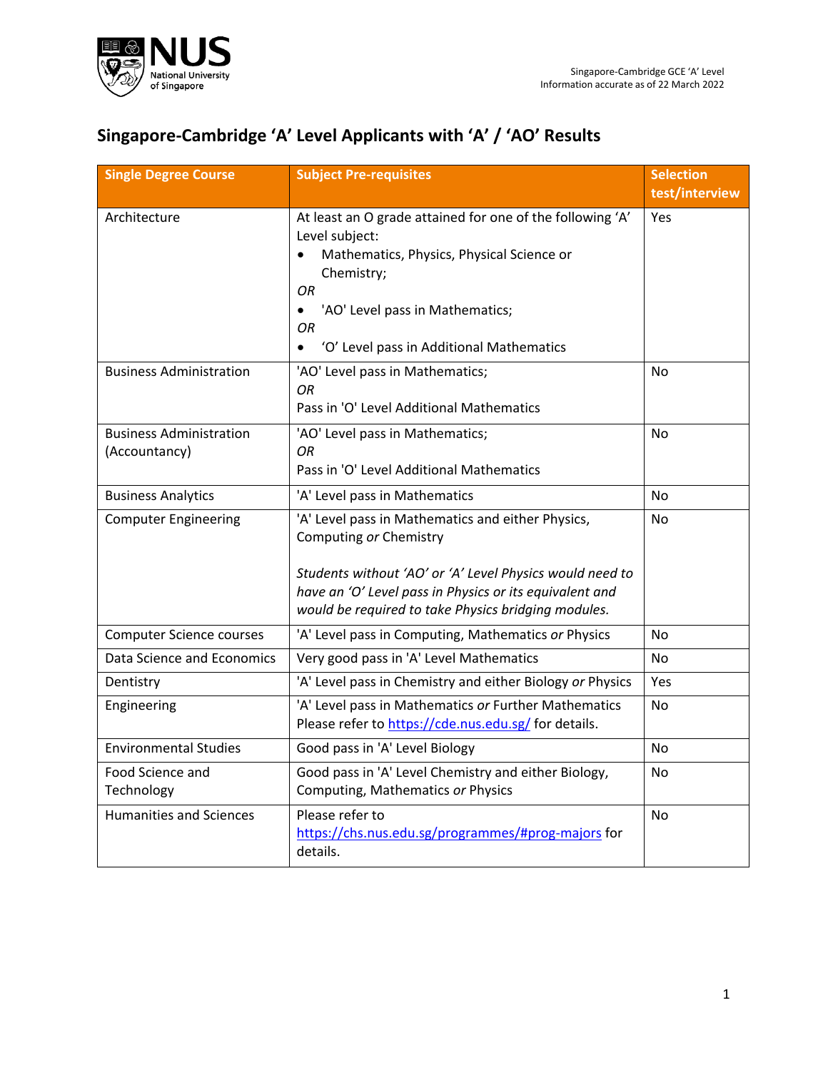Singapore-Cambridge GCE 'A' Level
Information accurate as of 22 March 2022

# Singapore-Cambridge 'A' Level Applicants with 'A' / 'AO' Results

| Single Degree Course | Subject Pre-requisites | Selection test/interview |
|---|---|---|
| Architecture | At least an O grade attained for one of the following 'A' Level subject:<br>• Mathematics, Physics, Physical Science or Chemistry;<br>*OR*<br>• 'AO' Level pass in Mathematics;<br>*OR*<br>• 'O' Level pass in Additional Mathematics | Yes |
| Business Administration | 'AO' Level pass in Mathematics;<br>*OR*<br>Pass in 'O' Level Additional Mathematics | No |
| Business Administration (Accountancy) | 'AO' Level pass in Mathematics;<br>*OR*<br>Pass in 'O' Level Additional Mathematics | No |
| Business Analytics | 'A' Level pass in Mathematics | No |
| Computer Engineering | 'A' Level pass in Mathematics and either Physics, Computing *or* Chemistry<br><br>*Students without 'AO' or 'A' Level Physics would need to have an 'O' Level pass in Physics or its equivalent and would be required to take Physics bridging modules.* | No |
| Computer Science courses | 'A' Level pass in Computing, Mathematics *or* Physics | No |
| Data Science and Economics | Very good pass in 'A' Level Mathematics | No |
| Dentistry | 'A' Level pass in Chemistry and either Biology *or* Physics | Yes |
| Engineering | 'A' Level pass in Mathematics *or* Further Mathematics<br>Please refer to https://cde.nus.edu.sg/ for details. | No |
| Environmental Studies | Good pass in 'A' Level Biology | No |
| Food Science and Technology | Good pass in 'A' Level Chemistry and either Biology, Computing, Mathematics *or* Physics | No |
| Humanities and Sciences | Please refer to https://chs.nus.edu.sg/programmes/#prog-majors for details. | No |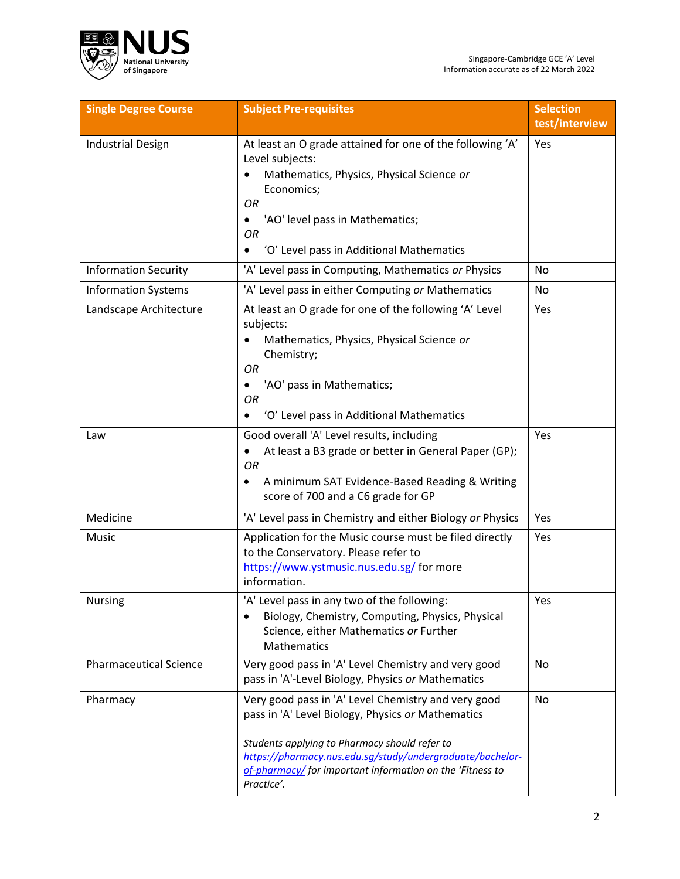| Single Degree Course | Subject Pre-requisites | Selection test/interview |
|---|---|---|
| Industrial Design | At least an O grade attained for one of the following 'A' Level subjects:<br>• Mathematics, Physics, Physical Science *or* Economics;<br>*OR*<br>• 'AO' level pass in Mathematics;<br>*OR*<br>• 'O' Level pass in Additional Mathematics | Yes |
| Information Security | 'A' Level pass in Computing, Mathematics *or* Physics | No |
| Information Systems | 'A' Level pass in either Computing *or* Mathematics | No |
| Landscape Architecture | At least an O grade for one of the following 'A' Level subjects:<br>• Mathematics, Physics, Physical Science *or* Chemistry;<br>*OR*<br>• 'AO' pass in Mathematics;<br>*OR*<br>• 'O' Level pass in Additional Mathematics | Yes |
| Law | Good overall 'A' Level results, including<br>• At least a B3 grade or better in General Paper (GP);<br>*OR*<br>• A minimum SAT Evidence-Based Reading & Writing score of 700 and a C6 grade for GP | Yes |
| Medicine | 'A' Level pass in Chemistry and either Biology *or* Physics | Yes |
| Music | Application for the Music course must be filed directly to the Conservatory. Please refer to [https://www.ystmusic.nus.edu.sg/](https://www.ystmusic.nus.edu.sg/) for more information. | Yes |
| Nursing | 'A' Level pass in any two of the following:<br>• Biology, Chemistry, Computing, Physics, Physical Science, either Mathematics *or* Further Mathematics | Yes |
| Pharmaceutical Science | Very good pass in 'A' Level Chemistry and very good pass in 'A'-Level Biology, Physics *or* Mathematics | No |
| Pharmacy | Very good pass in 'A' Level Chemistry and very good pass in 'A' Level Biology, Physics *or* Mathematics<br><br>*Students applying to Pharmacy should refer to [https://pharmacy.nus.edu.sg/study/undergraduate/bachelor-of-pharmacy/](https://pharmacy.nus.edu.sg/study/undergraduate/bachelor-of-pharmacy/) for important information on the 'Fitness to Practice'.* | No |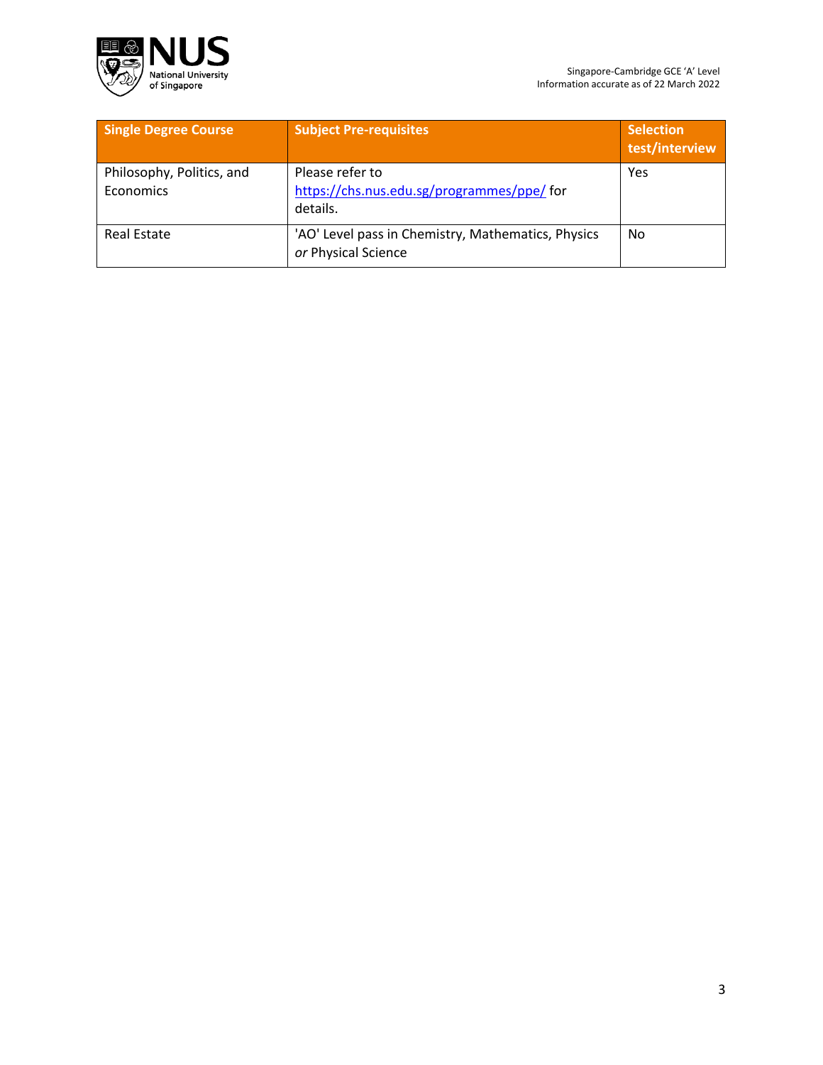| Single Degree Course | Subject Pre-requisites | Selection test/interview |
|---|---|---|
| Philosophy, Politics, and Economics | Please refer to https://chs.nus.edu.sg/programmes/ppe/ for details. | Yes |
| Real Estate | 'AO' Level pass in Chemistry, Mathematics, Physics *or* Physical Science | No |